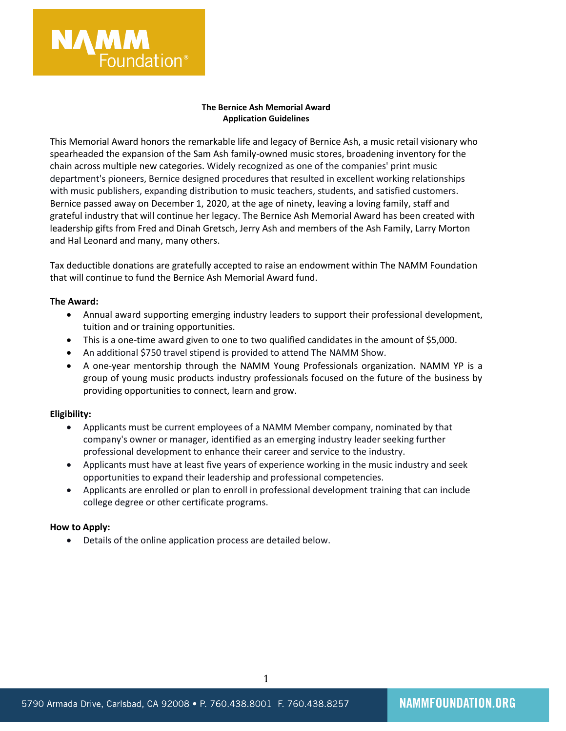**The Bernice Ash Memorial Award**
**Application Guidelines**

This Memorial Award honors the remarkable life and legacy of Bernice Ash, a music retail visionary who spearheaded the expansion of the Sam Ash family-owned music stores, broadening inventory for the chain across multiple new categories. Widely recognized as one of the companies' print music department's pioneers, Bernice designed procedures that resulted in excellent working relationships with music publishers, expanding distribution to music teachers, students, and satisfied customers. Bernice passed away on December 1, 2020, at the age of ninety, leaving a loving family, staff and grateful industry that will continue her legacy. The Bernice Ash Memorial Award has been created with leadership gifts from Fred and Dinah Gretsch, Jerry Ash and members of the Ash Family, Larry Morton and Hal Leonard and many, many others.

Tax deductible donations are gratefully accepted to raise an endowment within The NAMM Foundation that will continue to fund the Bernice Ash Memorial Award fund.

**The Award:**

- Annual award supporting emerging industry leaders to support their professional development, tuition and or training opportunities.
- This is a one-time award given to one to two qualified candidates in the amount of $5,000.
- An additional $750 travel stipend is provided to attend The NAMM Show.
- A one-year mentorship through the NAMM Young Professionals organization. NAMM YP is a group of young music products industry professionals focused on the future of the business by providing opportunities to connect, learn and grow.

**Eligibility:**

- Applicants must be current employees of a NAMM Member company, nominated by that company's owner or manager, identified as an emerging industry leader seeking further professional development to enhance their career and service to the industry.
- Applicants must have at least five years of experience working in the music industry and seek opportunities to expand their leadership and professional competencies.
- Applicants are enrolled or plan to enroll in professional development training that can include college degree or other certificate programs.

**How to Apply:**

- Details of the online application process are detailed below.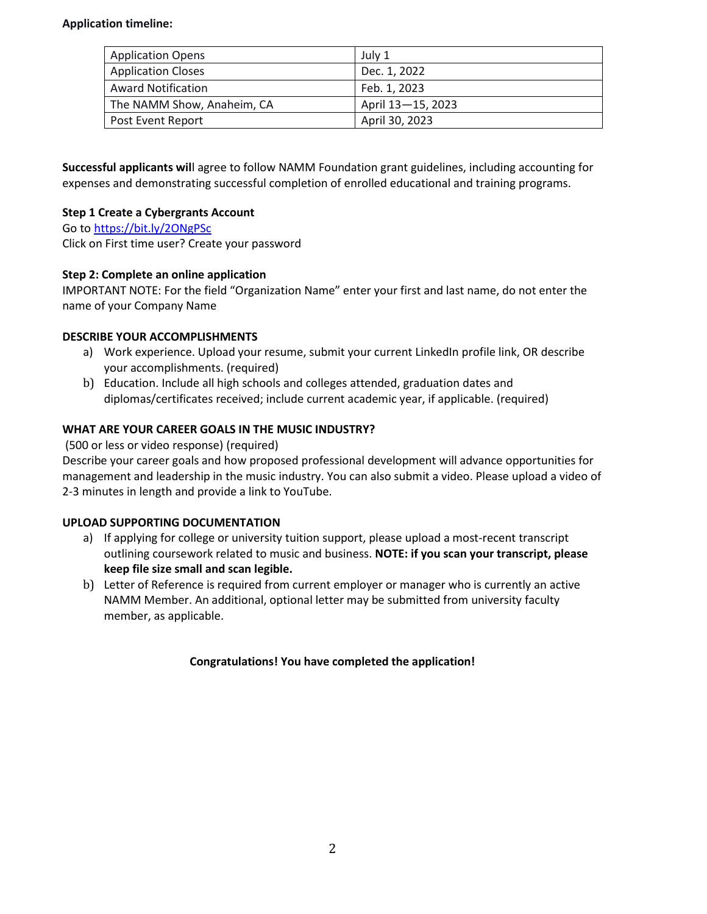**Application timeline:**

| | |
|---|---|
| Application Opens | July 1 |
| Application Closes | Dec. 1, 2022 |
| Award Notification | Feb. 1, 2023 |
| The NAMM Show, Anaheim, CA | April 13—15, 2023 |
| Post Event Report | April 30, 2023 |

**Successful applicants wil**l agree to follow NAMM Foundation grant guidelines, including accounting for expenses and demonstrating successful completion of enrolled educational and training programs.

**Step 1 Create a Cybergrants Account**
Go to https://bit.ly/2ONgPSc
Click on First time user? Create your password

**Step 2: Complete an online application**
IMPORTANT NOTE: For the field "Organization Name" enter your first and last name, do not enter the name of your Company Name

**DESCRIBE YOUR ACCOMPLISHMENTS**

a) Work experience. Upload your resume, submit your current LinkedIn profile link, OR describe your accomplishments. (required)
b) Education. Include all high schools and colleges attended, graduation dates and diplomas/certificates received; include current academic year, if applicable. (required)

**WHAT ARE YOUR CAREER GOALS IN THE MUSIC INDUSTRY?**
(500 or less or video response) (required)
Describe your career goals and how proposed professional development will advance opportunities for management and leadership in the music industry. You can also submit a video. Please upload a video of 2-3 minutes in length and provide a link to YouTube.

**UPLOAD SUPPORTING DOCUMENTATION**

a) If applying for college or university tuition support, please upload a most-recent transcript outlining coursework related to music and business. **NOTE: if you scan your transcript, please keep file size small and scan legible.**
b) Letter of Reference is required from current employer or manager who is currently an active NAMM Member. An additional, optional letter may be submitted from university faculty member, as applicable.

**Congratulations! You have completed the application!**